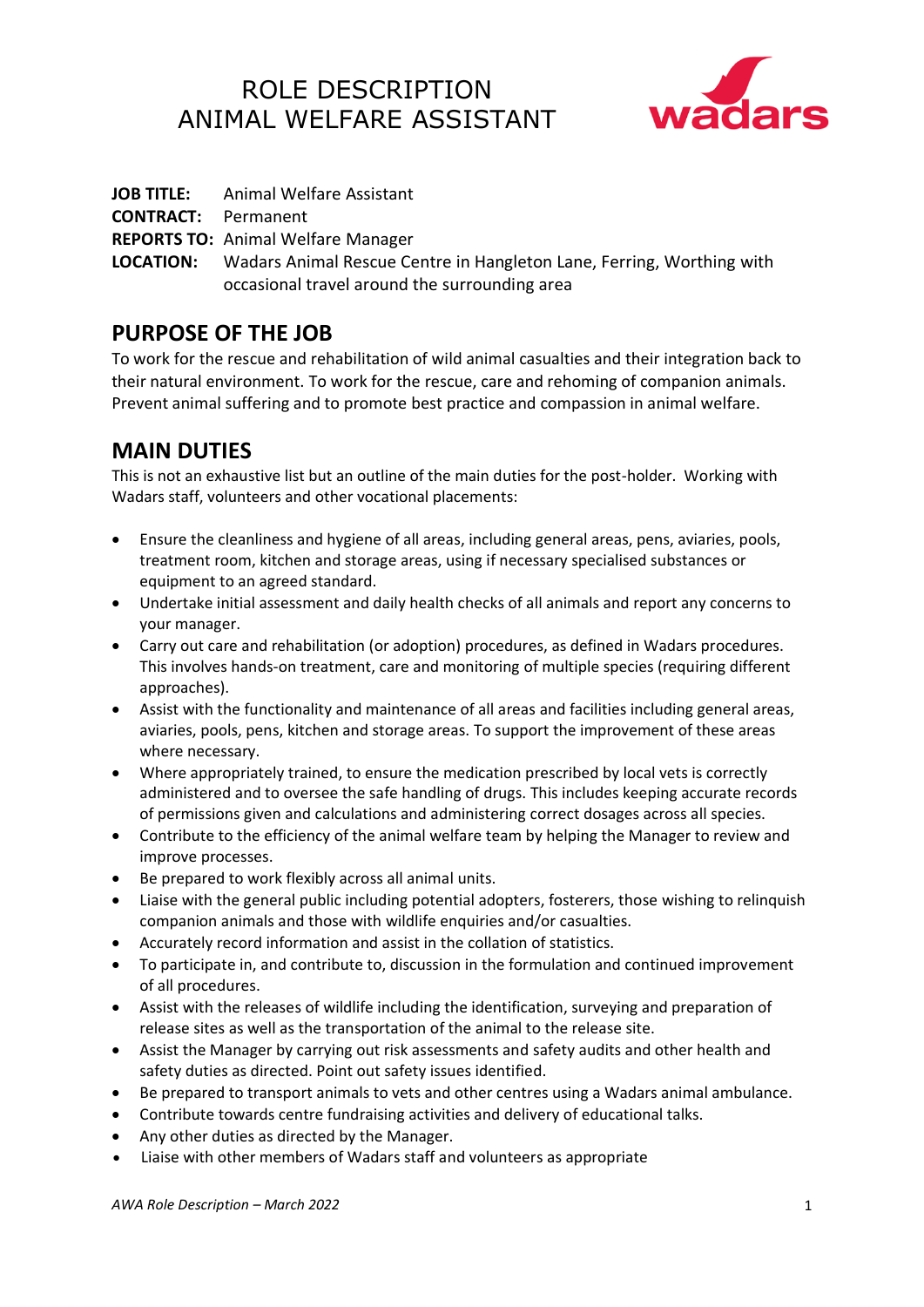# ROLE DESCRIPTION
# ANIMAL WELFARE ASSISTANT

wadars

**JOB TITLE:** Animal Welfare Assistant
**CONTRACT:** Permanent
**REPORTS TO:** Animal Welfare Manager
**LOCATION:** Wadars Animal Rescue Centre in Hangleton Lane, Ferring, Worthing with occasional travel around the surrounding area

## PURPOSE OF THE JOB

To work for the rescue and rehabilitation of wild animal casualties and their integration back to their natural environment. To work for the rescue, care and rehoming of companion animals. Prevent animal suffering and to promote best practice and compassion in animal welfare.

## MAIN DUTIES

This is not an exhaustive list but an outline of the main duties for the post-holder. Working with Wadars staff, volunteers and other vocational placements:

- Ensure the cleanliness and hygiene of all areas, including general areas, pens, aviaries, pools, treatment room, kitchen and storage areas, using if necessary specialised substances or equipment to an agreed standard.
- Undertake initial assessment and daily health checks of all animals and report any concerns to your manager.
- Carry out care and rehabilitation (or adoption) procedures, as defined in Wadars procedures. This involves hands-on treatment, care and monitoring of multiple species (requiring different approaches).
- Assist with the functionality and maintenance of all areas and facilities including general areas, aviaries, pools, pens, kitchen and storage areas. To support the improvement of these areas where necessary.
- Where appropriately trained, to ensure the medication prescribed by local vets is correctly administered and to oversee the safe handling of drugs. This includes keeping accurate records of permissions given and calculations and administering correct dosages across all species.
- Contribute to the efficiency of the animal welfare team by helping the Manager to review and improve processes.
- Be prepared to work flexibly across all animal units.
- Liaise with the general public including potential adopters, fosterers, those wishing to relinquish companion animals and those with wildlife enquiries and/or casualties.
- Accurately record information and assist in the collation of statistics.
- To participate in, and contribute to, discussion in the formulation and continued improvement of all procedures.
- Assist with the releases of wildlife including the identification, surveying and preparation of release sites as well as the transportation of the animal to the release site.
- Assist the Manager by carrying out risk assessments and safety audits and other health and safety duties as directed. Point out safety issues identified.
- Be prepared to transport animals to vets and other centres using a Wadars animal ambulance.
- Contribute towards centre fundraising activities and delivery of educational talks.
- Any other duties as directed by the Manager.
- Liaise with other members of Wadars staff and volunteers as appropriate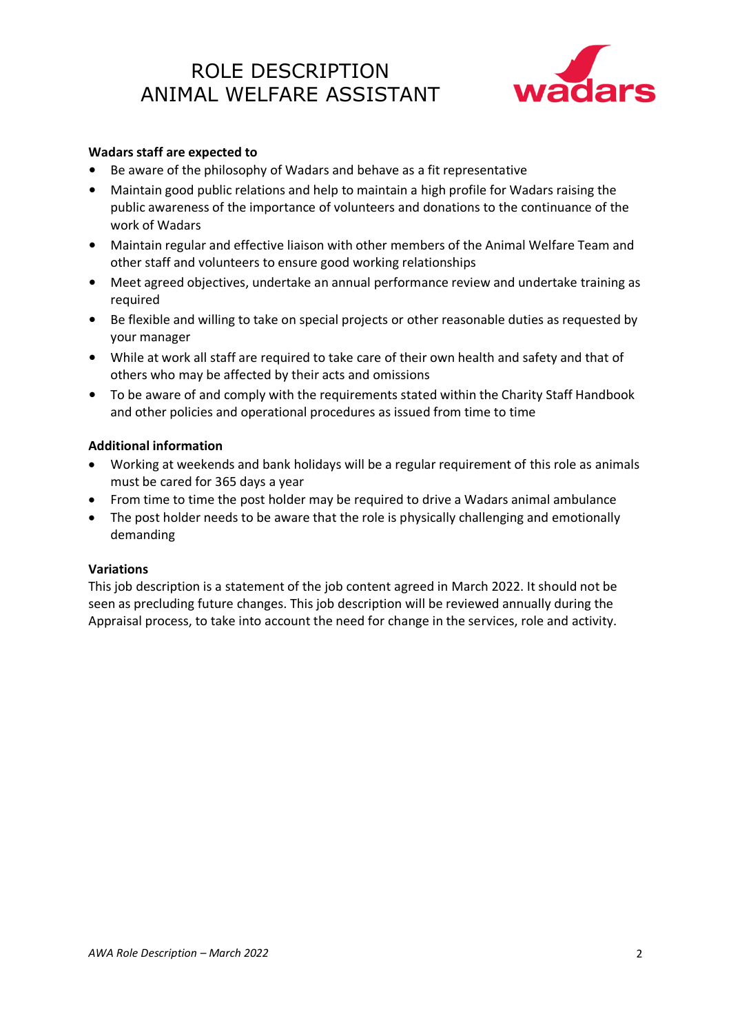# ROLE DESCRIPTION
# ANIMAL WELFARE ASSISTANT

**Wadars staff are expected to**

- Be aware of the philosophy of Wadars and behave as a fit representative
- Maintain good public relations and help to maintain a high profile for Wadars raising the public awareness of the importance of volunteers and donations to the continuance of the work of Wadars
- Maintain regular and effective liaison with other members of the Animal Welfare Team and other staff and volunteers to ensure good working relationships
- Meet agreed objectives, undertake an annual performance review and undertake training as required
- Be flexible and willing to take on special projects or other reasonable duties as requested by your manager
- While at work all staff are required to take care of their own health and safety and that of others who may be affected by their acts and omissions
- To be aware of and comply with the requirements stated within the Charity Staff Handbook and other policies and operational procedures as issued from time to time

**Additional information**

- Working at weekends and bank holidays will be a regular requirement of this role as animals must be cared for 365 days a year
- From time to time the post holder may be required to drive a Wadars animal ambulance
- The post holder needs to be aware that the role is physically challenging and emotionally demanding

**Variations**

This job description is a statement of the job content agreed in March 2022. It should not be seen as precluding future changes. This job description will be reviewed annually during the Appraisal process, to take into account the need for change in the services, role and activity.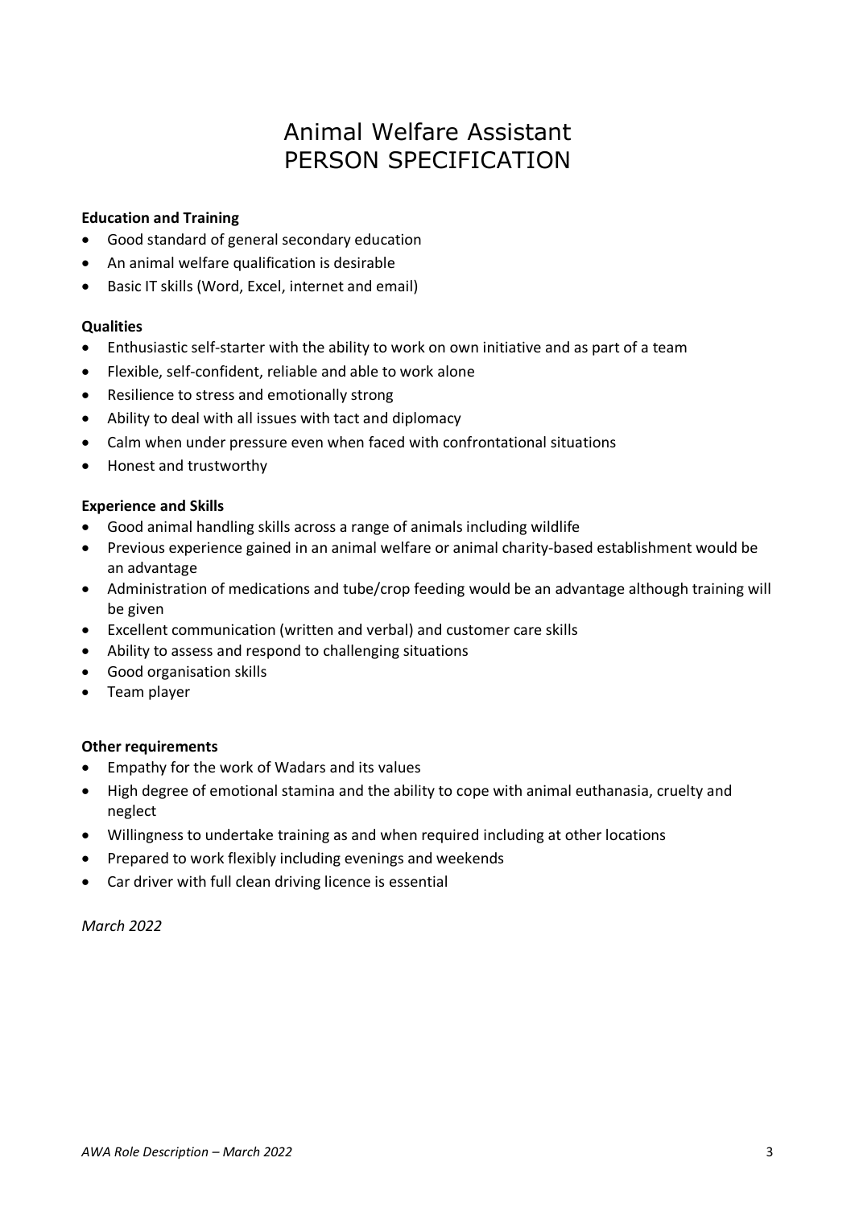# Animal Welfare Assistant
# PERSON SPECIFICATION

**Education and Training**

- Good standard of general secondary education
- An animal welfare qualification is desirable
- Basic IT skills (Word, Excel, internet and email)

**Qualities**

- Enthusiastic self-starter with the ability to work on own initiative and as part of a team
- Flexible, self-confident, reliable and able to work alone
- Resilience to stress and emotionally strong
- Ability to deal with all issues with tact and diplomacy
- Calm when under pressure even when faced with confrontational situations
- Honest and trustworthy

**Experience and Skills**

- Good animal handling skills across a range of animals including wildlife
- Previous experience gained in an animal welfare or animal charity-based establishment would be an advantage
- Administration of medications and tube/crop feeding would be an advantage although training will be given
- Excellent communication (written and verbal) and customer care skills
- Ability to assess and respond to challenging situations
- Good organisation skills
- Team player

**Other requirements**

- Empathy for the work of Wadars and its values
- High degree of emotional stamina and the ability to cope with animal euthanasia, cruelty and neglect
- Willingness to undertake training as and when required including at other locations
- Prepared to work flexibly including evenings and weekends
- Car driver with full clean driving licence is essential

*March 2022*